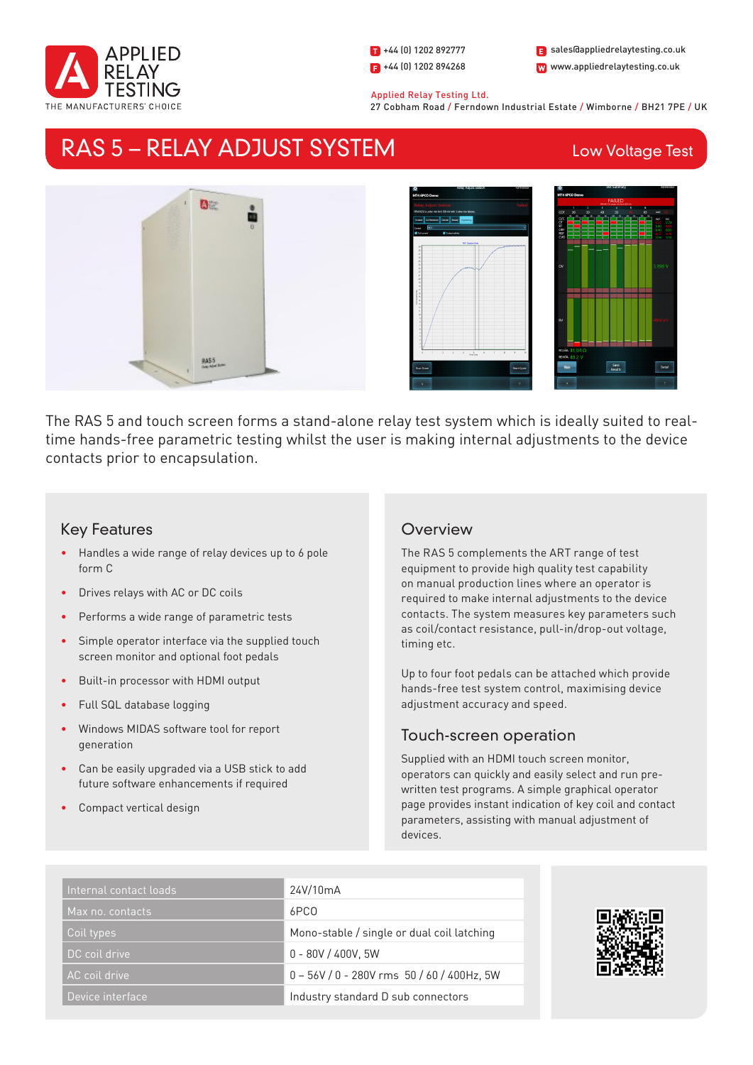APPLIED RELAY TESTING
THE MANUFACTURERS' CHOICE

T +44 (0) 1202 892777
F +44 (0) 1202 894268
E sales@appliedrelaytesting.co.uk
W www.appliedrelaytesting.co.uk

Applied Relay Testing Ltd.
27 Cobham Road / Ferndown Industrial Estate / Wimborne / BH21 7PE / UK

# RAS 5 – RELAY ADJUST SYSTEM

Low Voltage Test

The RAS 5 and touch screen forms a stand-alone relay test system which is ideally suited to real-time hands-free parametric testing whilst the user is making internal adjustments to the device contacts prior to encapsulation.

## Key Features

- Handles a wide range of relay devices up to 6 pole form C
- Drives relays with AC or DC coils
- Performs a wide range of parametric tests
- Simple operator interface via the supplied touch screen monitor and optional foot pedals
- Built-in processor with HDMI output
- Full SQL database logging
- Windows MIDAS software tool for report generation
- Can be easily upgraded via a USB stick to add future software enhancements if required
- Compact vertical design

## Overview

The RAS 5 complements the ART range of test equipment to provide high quality test capability on manual production lines where an operator is required to make internal adjustments to the device contacts. The system measures key parameters such as coil/contact resistance, pull-in/drop-out voltage, timing etc.

Up to four foot pedals can be attached which provide hands-free test system control, maximising device adjustment accuracy and speed.

## Touch-screen operation

Supplied with an HDMI touch screen monitor, operators can quickly and easily select and run pre-written test programs. A simple graphical operator page provides instant indication of key coil and contact parameters, assisting with manual adjustment of devices.

| Parameter | Value |
|---|---|
| Internal contact loads | 24V/10mA |
| Max no. contacts | 6PCO |
| Coil types | Mono-stable / single or dual coil latching |
| DC coil drive | 0 - 80V / 400V, 5W |
| AC coil drive | 0 – 56V / 0 - 280V rms 50 / 60 / 400Hz, 5W |
| Device interface | Industry standard D sub connectors |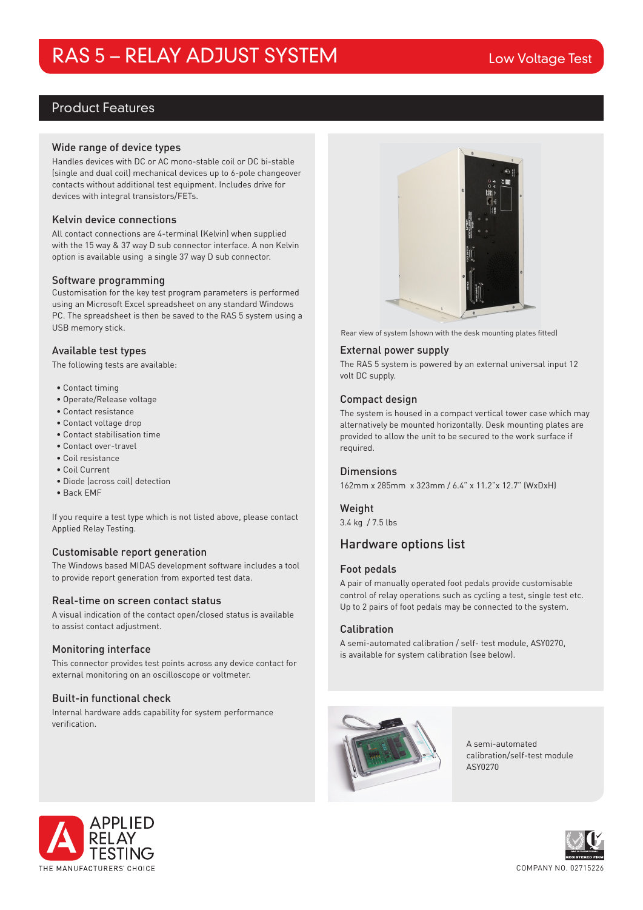# RAS 5 – RELAY ADJUST SYSTEM

Low Voltage Test

## Product Features

### Wide range of device types

Handles devices with DC or AC mono-stable coil or DC bi-stable (single and dual coil) mechanical devices up to 6-pole changeover contacts without additional test equipment. Includes drive for devices with integral transistors/FETs.

### Kelvin device connections

All contact connections are 4-terminal (Kelvin) when supplied with the 15 way & 37 way D sub connector interface. A non Kelvin option is available using a single 37 way D sub connector.

### Software programming

Customisation for the key test program parameters is performed using an Microsoft Excel spreadsheet on any standard Windows PC. The spreadsheet is then be saved to the RAS 5 system using a USB memory stick.

### Available test types

The following tests are available:

- Contact timing
- Operate/Release voltage
- Contact resistance
- Contact voltage drop
- Contact stabilisation time
- Contact over-travel
- Coil resistance
- Coil Current
- Diode (across coil) detection
- Back EMF

If you require a test type which is not listed above, please contact Applied Relay Testing.

### Customisable report generation

The Windows based MIDAS development software includes a tool to provide report generation from exported test data.

### Real-time on screen contact status

A visual indication of the contact open/closed status is available to assist contact adjustment.

### Monitoring interface

This connector provides test points across any device contact for external monitoring on an oscilloscope or voltmeter.

### Built-in functional check

Internal hardware adds capability for system performance verification.

Rear view of system (shown with the desk mounting plates fitted)

### External power supply

The RAS 5 system is powered by an external universal input 12 volt DC supply.

### Compact design

The system is housed in a compact vertical tower case which may alternatively be mounted horizontally. Desk mounting plates are provided to allow the unit to be secured to the work surface if required.

### Dimensions

162mm x 285mm x 323mm / 6.4" x 11.2"x 12.7" (WxDxH)

### Weight

3.4 kg / 7.5 lbs

## Hardware options list

### Foot pedals

A pair of manually operated foot pedals provide customisable control of relay operations such as cycling a test, single test etc. Up to 2 pairs of foot pedals may be connected to the system.

### Calibration

A semi-automated calibration / self- test module, ASY0270, is available for system calibration (see below).

A semi-automated calibration/self-test module ASY0270

APPLIED RELAY TESTING
THE MANUFACTURERS' CHOICE

COMPANY NO. 02715226